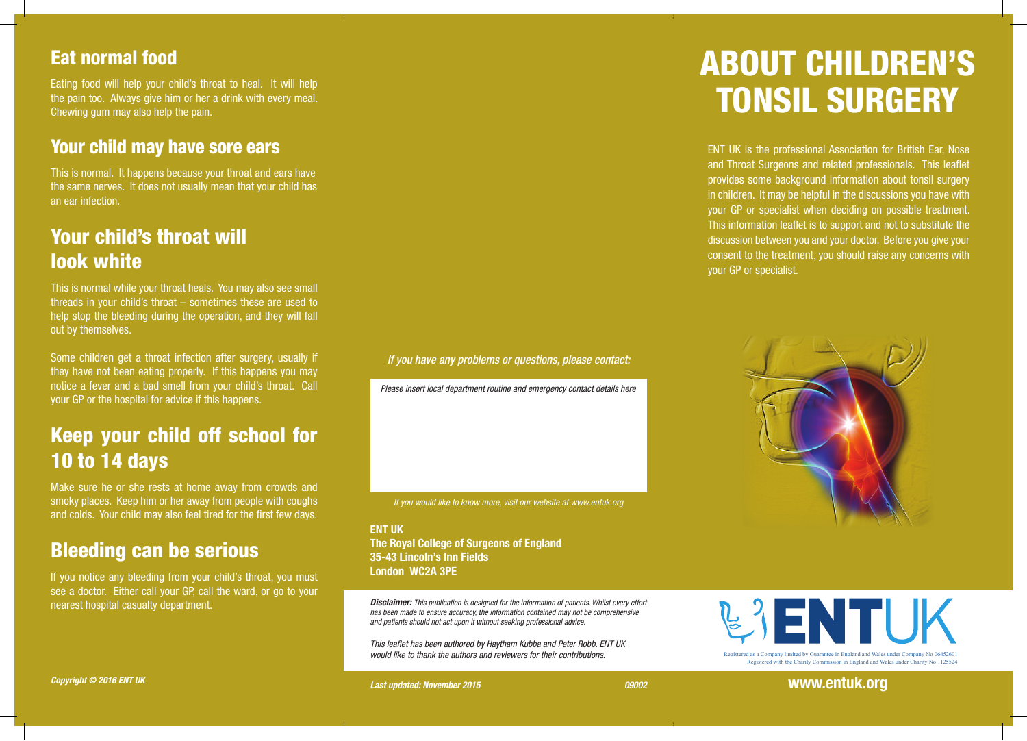## Eat normal food

Eating food will help your child's throat to heal. It will help the pain too. Always give him or her a drink with every meal. Chewing gum may also help the pain.

## Your child may have sore ears

This is normal. It happens because your throat and ears have the same nerves. It does not usually mean that your child has an ear infection.

## Your child's throat will look white

This is normal while your throat heals. You may also see small threads in your child's throat – sometimes these are used to help stop the bleeding during the operation, and they will fall out by themselves.

Some children get a throat infection after surgery, usually if they have not been eating properly. If this happens you may notice a fever and a bad smell from your child's throat. Call your GP or the hospital for advice if this happens.

## Keep your child off school for 10 to 14 days

Make sure he or she rests at home away from crowds and smoky places. Keep him or her away from people with coughs and colds. Your child may also feel tired for the first few days.

## Bleeding can be serious

If you notice any bleeding from your child's throat, you must see a doctor. Either call your GP, call the ward, or go to your nearest hospital casualty department.

*Copyright © 2016 ENT UK*

*If you have any problems or questions, please contact:*

*Please insert local department routine and emergency contact details here*

*If you would like to know more, visit our website at www.entuk.org*

**ENT UK**
**The Royal College of Surgeons of England**
**35-43 Lincoln's Inn Fields**
**London WC2A 3PE**

***Disclaimer:*** *This publication is designed for the information of patients. Whilst every effort has been made to ensure accuracy, the information contained may not be comprehensive and patients should not act upon it without seeking professional advice.*

*This leaflet has been authored by Haytham Kubba and Peter Robb. ENT UK would like to thank the authors and reviewers for their contributions.*

*Last updated: November 2015* *09002*

# ABOUT CHILDREN'S TONSIL SURGERY

ENT UK is the professional Association for British Ear, Nose and Throat Surgeons and related professionals. This leaflet provides some background information about tonsil surgery in children. It may be helpful in the discussions you have with your GP or specialist when deciding on possible treatment. This information leaflet is to support and not to substitute the discussion between you and your doctor. Before you give your consent to the treatment, you should raise any concerns with your GP or specialist.

ENTUK

Registered as a Company limited by Guarantee in England and Wales under Company No 06452601
Registered with the Charity Commission in England and Wales under Charity No 1125524

**www.entuk.org**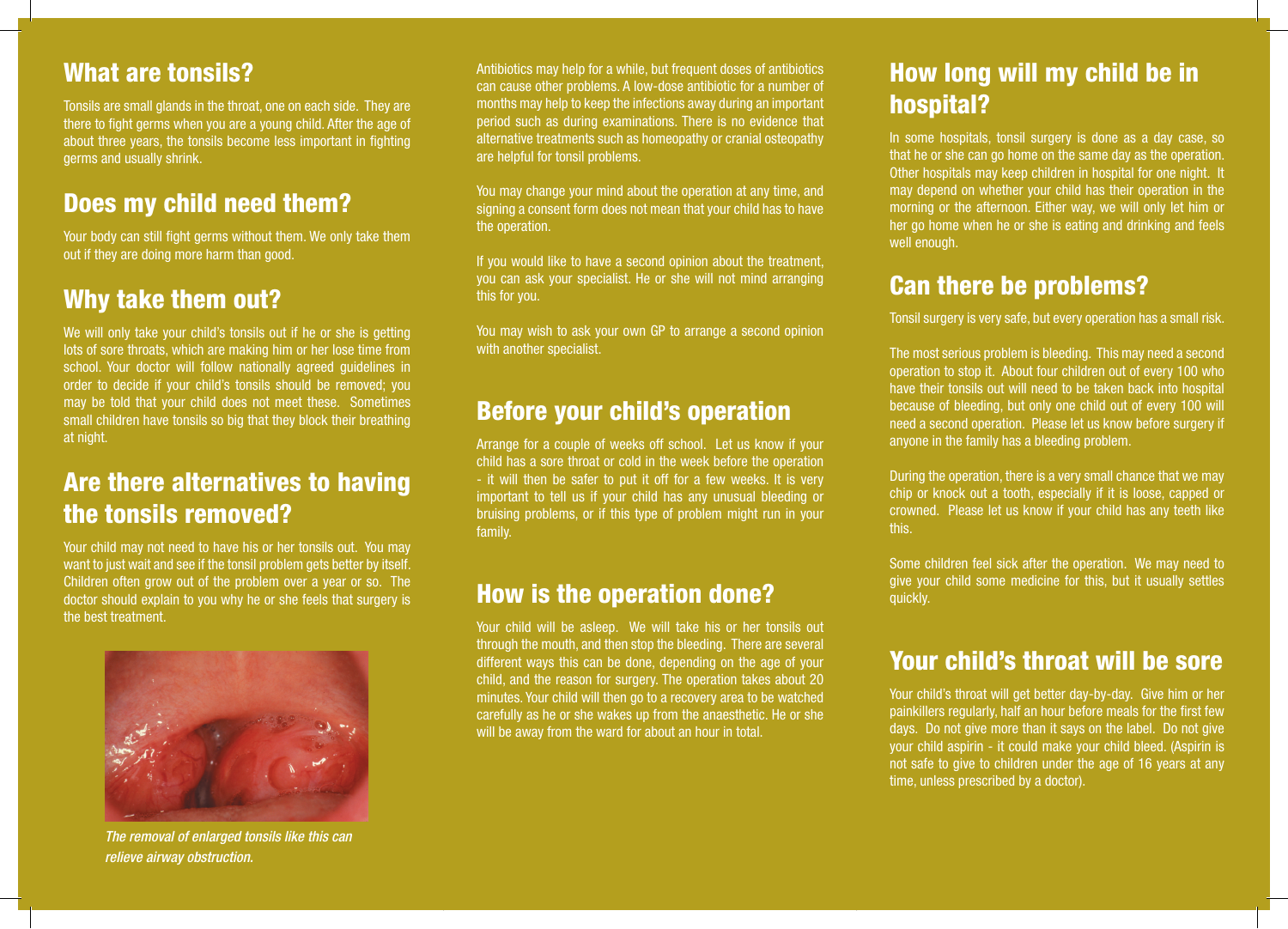## What are tonsils?

Tonsils are small glands in the throat, one on each side. They are there to fight germs when you are a young child. After the age of about three years, the tonsils become less important in fighting germs and usually shrink.

## Does my child need them?

Your body can still fight germs without them. We only take them out if they are doing more harm than good.

## Why take them out?

We will only take your child's tonsils out if he or she is getting lots of sore throats, which are making him or her lose time from school. Your doctor will follow nationally agreed guidelines in order to decide if your child's tonsils should be removed; you may be told that your child does not meet these. Sometimes small children have tonsils so big that they block their breathing at night.

## Are there alternatives to having the tonsils removed?

Your child may not need to have his or her tonsils out. You may want to just wait and see if the tonsil problem gets better by itself. Children often grow out of the problem over a year or so. The doctor should explain to you why he or she feels that surgery is the best treatment.

*The removal of enlarged tonsils like this can relieve airway obstruction.*

Antibiotics may help for a while, but frequent doses of antibiotics can cause other problems. A low-dose antibiotic for a number of months may help to keep the infections away during an important period such as during examinations. There is no evidence that alternative treatments such as homeopathy or cranial osteopathy are helpful for tonsil problems.

You may change your mind about the operation at any time, and signing a consent form does not mean that your child has to have the operation.

If you would like to have a second opinion about the treatment, you can ask your specialist. He or she will not mind arranging this for you.

You may wish to ask your own GP to arrange a second opinion with another specialist.

## Before your child's operation

Arrange for a couple of weeks off school. Let us know if your child has a sore throat or cold in the week before the operation - it will then be safer to put it off for a few weeks. It is very important to tell us if your child has any unusual bleeding or bruising problems, or if this type of problem might run in your family.

## How is the operation done?

Your child will be asleep. We will take his or her tonsils out through the mouth, and then stop the bleeding. There are several different ways this can be done, depending on the age of your child, and the reason for surgery. The operation takes about 20 minutes. Your child will then go to a recovery area to be watched carefully as he or she wakes up from the anaesthetic. He or she will be away from the ward for about an hour in total.

## How long will my child be in hospital?

In some hospitals, tonsil surgery is done as a day case, so that he or she can go home on the same day as the operation. Other hospitals may keep children in hospital for one night. It may depend on whether your child has their operation in the morning or the afternoon. Either way, we will only let him or her go home when he or she is eating and drinking and feels well enough.

## Can there be problems?

Tonsil surgery is very safe, but every operation has a small risk.

The most serious problem is bleeding. This may need a second operation to stop it. About four children out of every 100 who have their tonsils out will need to be taken back into hospital because of bleeding, but only one child out of every 100 will need a second operation. Please let us know before surgery if anyone in the family has a bleeding problem.

During the operation, there is a very small chance that we may chip or knock out a tooth, especially if it is loose, capped or crowned. Please let us know if your child has any teeth like this.

Some children feel sick after the operation. We may need to give your child some medicine for this, but it usually settles quickly.

## Your child's throat will be sore

Your child's throat will get better day-by-day. Give him or her painkillers regularly, half an hour before meals for the first few days. Do not give more than it says on the label. Do not give your child aspirin - it could make your child bleed. (Aspirin is not safe to give to children under the age of 16 years at any time, unless prescribed by a doctor).